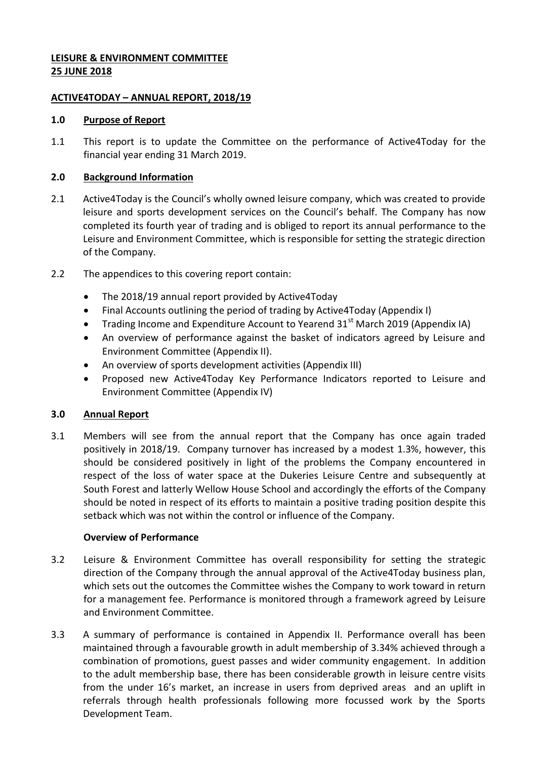**LEISURE & ENVIRONMENT COMMITTEE**
**25 JUNE 2018**

**ACTIVE4TODAY – ANNUAL REPORT, 2018/19**

## 1.0 Purpose of Report

1.1 This report is to update the Committee on the performance of Active4Today for the financial year ending 31 March 2019.

## 2.0 Background Information

2.1 Active4Today is the Council's wholly owned leisure company, which was created to provide leisure and sports development services on the Council's behalf. The Company has now completed its fourth year of trading and is obliged to report its annual performance to the Leisure and Environment Committee, which is responsible for setting the strategic direction of the Company.

2.2 The appendices to this covering report contain:

- The 2018/19 annual report provided by Active4Today
- Final Accounts outlining the period of trading by Active4Today (Appendix I)
- Trading Income and Expenditure Account to Yearend 31st March 2019 (Appendix IA)
- An overview of performance against the basket of indicators agreed by Leisure and Environment Committee (Appendix II).
- An overview of sports development activities (Appendix III)
- Proposed new Active4Today Key Performance Indicators reported to Leisure and Environment Committee (Appendix IV)

## 3.0 Annual Report

3.1 Members will see from the annual report that the Company has once again traded positively in 2018/19. Company turnover has increased by a modest 1.3%, however, this should be considered positively in light of the problems the Company encountered in respect of the loss of water space at the Dukeries Leisure Centre and subsequently at South Forest and latterly Wellow House School and accordingly the efforts of the Company should be noted in respect of its efforts to maintain a positive trading position despite this setback which was not within the control or influence of the Company.

**Overview of Performance**

3.2 Leisure & Environment Committee has overall responsibility for setting the strategic direction of the Company through the annual approval of the Active4Today business plan, which sets out the outcomes the Committee wishes the Company to work toward in return for a management fee. Performance is monitored through a framework agreed by Leisure and Environment Committee.

3.3 A summary of performance is contained in Appendix II. Performance overall has been maintained through a favourable growth in adult membership of 3.34% achieved through a combination of promotions, guest passes and wider community engagement. In addition to the adult membership base, there has been considerable growth in leisure centre visits from the under 16's market, an increase in users from deprived areas and an uplift in referrals through health professionals following more focussed work by the Sports Development Team.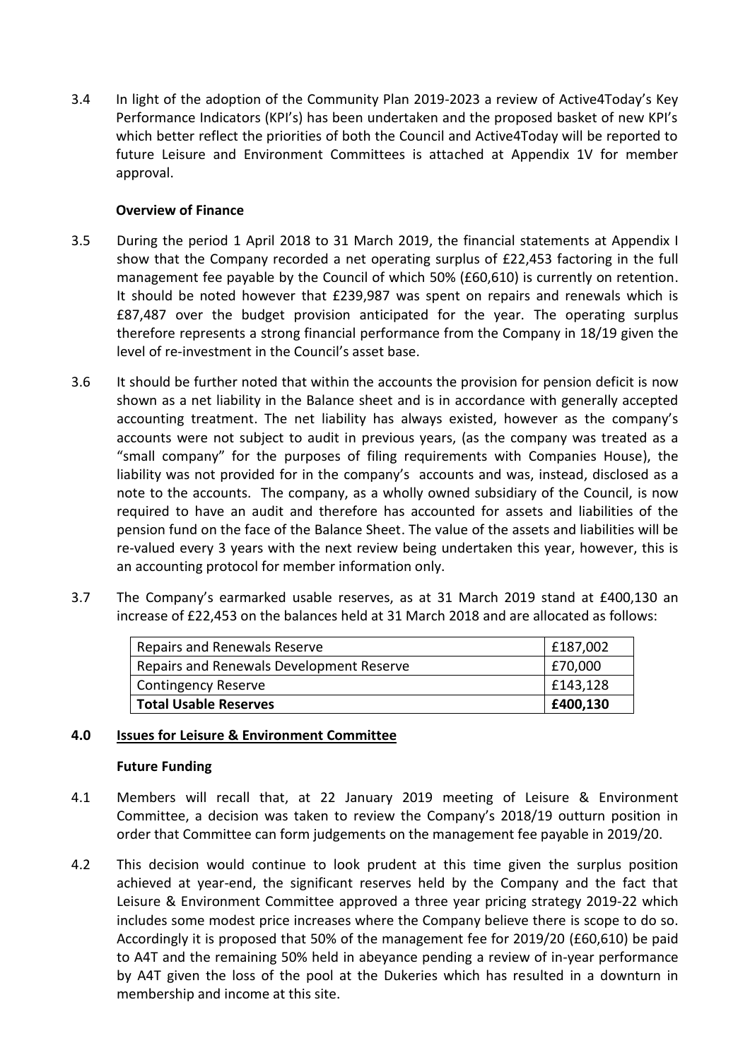3.4 In light of the adoption of the Community Plan 2019-2023 a review of Active4Today's Key Performance Indicators (KPI's) has been undertaken and the proposed basket of new KPI's which better reflect the priorities of both the Council and Active4Today will be reported to future Leisure and Environment Committees is attached at Appendix 1V for member approval.

**Overview of Finance**

3.5 During the period 1 April 2018 to 31 March 2019, the financial statements at Appendix I show that the Company recorded a net operating surplus of £22,453 factoring in the full management fee payable by the Council of which 50% (£60,610) is currently on retention. It should be noted however that £239,987 was spent on repairs and renewals which is £87,487 over the budget provision anticipated for the year. The operating surplus therefore represents a strong financial performance from the Company in 18/19 given the level of re-investment in the Council's asset base.

3.6 It should be further noted that within the accounts the provision for pension deficit is now shown as a net liability in the Balance sheet and is in accordance with generally accepted accounting treatment. The net liability has always existed, however as the company's accounts were not subject to audit in previous years, (as the company was treated as a "small company" for the purposes of filing requirements with Companies House), the liability was not provided for in the company's accounts and was, instead, disclosed as a note to the accounts. The company, as a wholly owned subsidiary of the Council, is now required to have an audit and therefore has accounted for assets and liabilities of the pension fund on the face of the Balance Sheet. The value of the assets and liabilities will be re-valued every 3 years with the next review being undertaken this year, however, this is an accounting protocol for member information only.

3.7 The Company's earmarked usable reserves, as at 31 March 2019 stand at £400,130 an increase of £22,453 on the balances held at 31 March 2018 and are allocated as follows:

| Reserve | Amount |
|---|---|
| Repairs and Renewals Reserve | £187,002 |
| Repairs and Renewals Development Reserve | £70,000 |
| Contingency Reserve | £143,128 |
| **Total Usable Reserves** | **£400,130** |

## 4.0 Issues for Leisure & Environment Committee

**Future Funding**

4.1 Members will recall that, at 22 January 2019 meeting of Leisure & Environment Committee, a decision was taken to review the Company's 2018/19 outturn position in order that Committee can form judgements on the management fee payable in 2019/20.

4.2 This decision would continue to look prudent at this time given the surplus position achieved at year-end, the significant reserves held by the Company and the fact that Leisure & Environment Committee approved a three year pricing strategy 2019-22 which includes some modest price increases where the Company believe there is scope to do so. Accordingly it is proposed that 50% of the management fee for 2019/20 (£60,610) be paid to A4T and the remaining 50% held in abeyance pending a review of in-year performance by A4T given the loss of the pool at the Dukeries which has resulted in a downturn in membership and income at this site.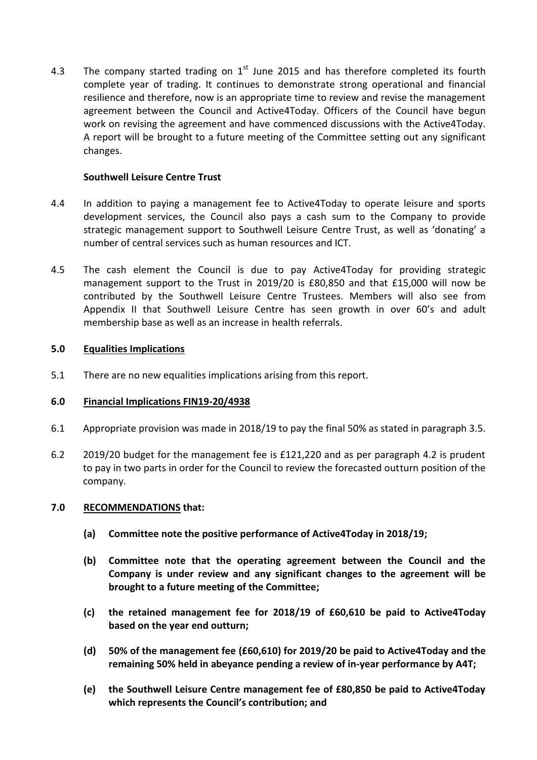4.3 The company started trading on 1st June 2015 and has therefore completed its fourth complete year of trading. It continues to demonstrate strong operational and financial resilience and therefore, now is an appropriate time to review and revise the management agreement between the Council and Active4Today. Officers of the Council have begun work on revising the agreement and have commenced discussions with the Active4Today. A report will be brought to a future meeting of the Committee setting out any significant changes.

**Southwell Leisure Centre Trust**

4.4 In addition to paying a management fee to Active4Today to operate leisure and sports development services, the Council also pays a cash sum to the Company to provide strategic management support to Southwell Leisure Centre Trust, as well as 'donating' a number of central services such as human resources and ICT.

4.5 The cash element the Council is due to pay Active4Today for providing strategic management support to the Trust in 2019/20 is £80,850 and that £15,000 will now be contributed by the Southwell Leisure Centre Trustees. Members will also see from Appendix II that Southwell Leisure Centre has seen growth in over 60's and adult membership base as well as an increase in health referrals.

## 5.0 Equalities Implications

5.1 There are no new equalities implications arising from this report.

## 6.0 Financial Implications FIN19-20/4938

6.1 Appropriate provision was made in 2018/19 to pay the final 50% as stated in paragraph 3.5.

6.2 2019/20 budget for the management fee is £121,220 and as per paragraph 4.2 is prudent to pay in two parts in order for the Council to review the forecasted outturn position of the company.

## 7.0 RECOMMENDATIONS that:

**(a) Committee note the positive performance of Active4Today in 2018/19;**

**(b) Committee note that the operating agreement between the Council and the Company is under review and any significant changes to the agreement will be brought to a future meeting of the Committee;**

**(c) the retained management fee for 2018/19 of £60,610 be paid to Active4Today based on the year end outturn;**

**(d) 50% of the management fee (£60,610) for 2019/20 be paid to Active4Today and the remaining 50% held in abeyance pending a review of in-year performance by A4T;**

**(e) the Southwell Leisure Centre management fee of £80,850 be paid to Active4Today which represents the Council's contribution; and**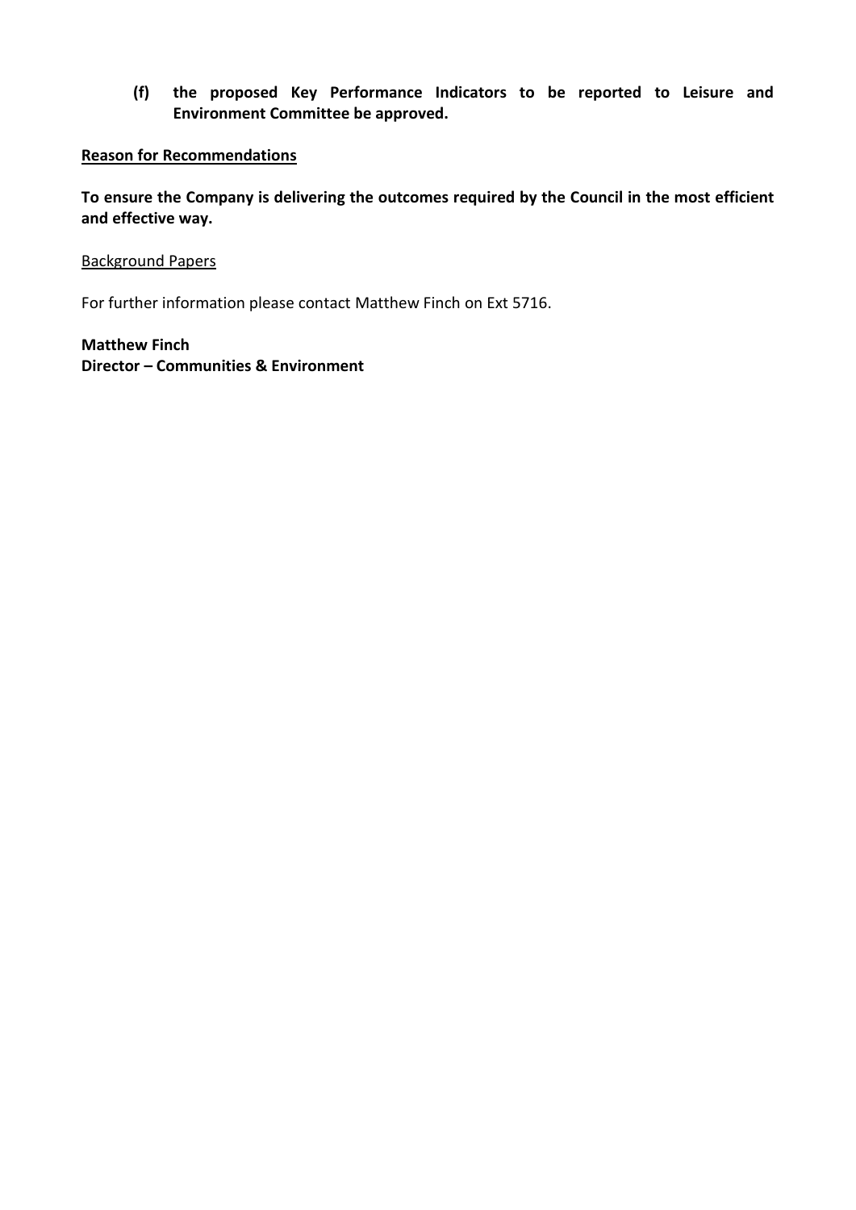**(f) the proposed Key Performance Indicators to be reported to Leisure and Environment Committee be approved.**

**Reason for Recommendations**

**To ensure the Company is delivering the outcomes required by the Council in the most efficient and effective way.**

Background Papers

For further information please contact Matthew Finch on Ext 5716.

**Matthew Finch**
**Director – Communities & Environment**